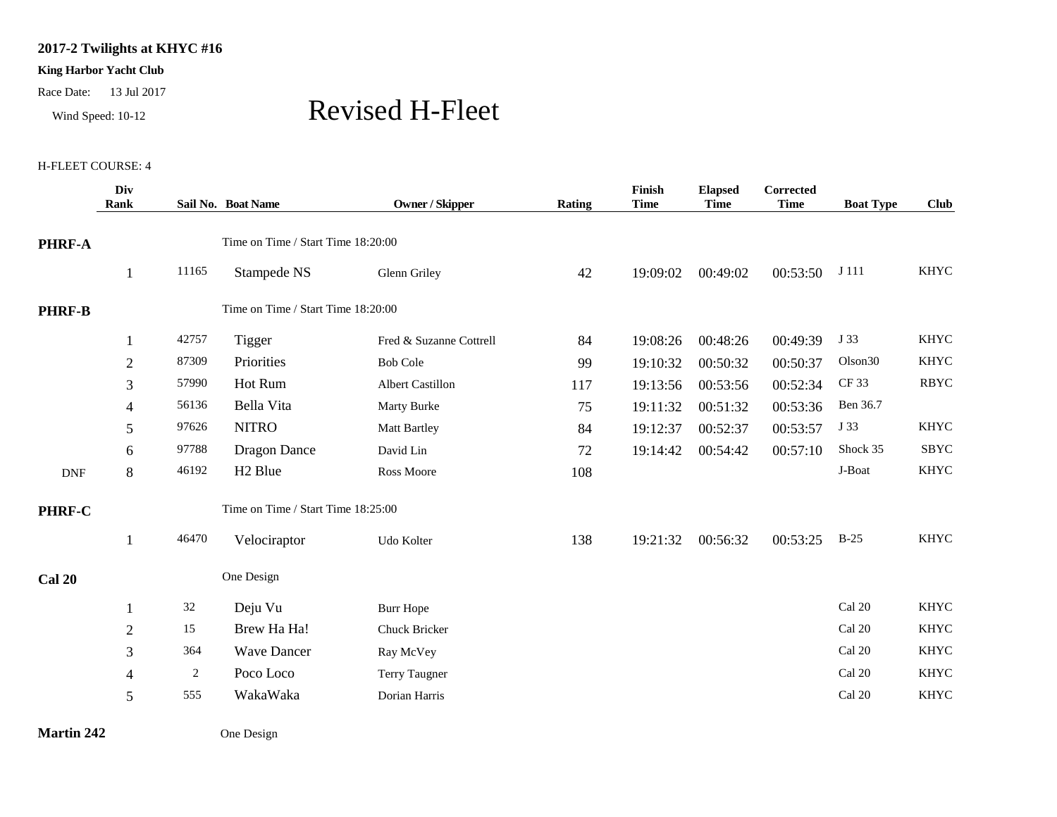**2017-2 Twilights at KHYC #16**

**King Harbor Yacht Club**

Race Date: 13 Jul 2017

Wind Speed: 10-12

# Revised H-Fleet

H-FLEET COURSE: 4

| | Div Rank | Sail No. | Boat Name | Owner / Skipper | Rating | Finish Time | Elapsed Time | Corrected Time | Boat Type | Club |
|---|---|---|---|---|---|---|---|---|---|---|
| **PHRF-A** | | | Time on Time / Start Time 18:20:00 | | | | | | | |
| | 1 | 11165 | Stampede NS | Glenn Griley | 42 | 19:09:02 | 00:49:02 | 00:53:50 | J 111 | KHYC |
| **PHRF-B** | | | Time on Time / Start Time 18:20:00 | | | | | | | |
| | 1 | 42757 | Tigger | Fred & Suzanne Cottrell | 84 | 19:08:26 | 00:48:26 | 00:49:39 | J 33 | KHYC |
| | 2 | 87309 | Priorities | Bob Cole | 99 | 19:10:32 | 00:50:32 | 00:50:37 | Olson30 | KHYC |
| | 3 | 57990 | Hot Rum | Albert Castillon | 117 | 19:13:56 | 00:53:56 | 00:52:34 | CF 33 | RBYC |
| | 4 | 56136 | Bella Vita | Marty Burke | 75 | 19:11:32 | 00:51:32 | 00:53:36 | Ben 36.7 | |
| | 5 | 97626 | NITRO | Matt Bartley | 84 | 19:12:37 | 00:52:37 | 00:53:57 | J 33 | KHYC |
| | 6 | 97788 | Dragon Dance | David Lin | 72 | 19:14:42 | 00:54:42 | 00:57:10 | Shock 35 | SBYC |
| DNF | 8 | 46192 | H2 Blue | Ross Moore | 108 | | | | J-Boat | KHYC |
| **PHRF-C** | | | Time on Time / Start Time 18:25:00 | | | | | | | |
| | 1 | 46470 | Velociraptor | Udo Kolter | 138 | 19:21:32 | 00:56:32 | 00:53:25 | B-25 | KHYC |
| **Cal 20** | | | One Design | | | | | | | |
| | 1 | 32 | Deju Vu | Burr Hope | | | | | Cal 20 | KHYC |
| | 2 | 15 | Brew Ha Ha! | Chuck Bricker | | | | | Cal 20 | KHYC |
| | 3 | 364 | Wave Dancer | Ray McVey | | | | | Cal 20 | KHYC |
| | 4 | 2 | Poco Loco | Terry Taugner | | | | | Cal 20 | KHYC |
| | 5 | 555 | WakaWaka | Dorian Harris | | | | | Cal 20 | KHYC |
| **Martin 242** | | | One Design | | | | | | | |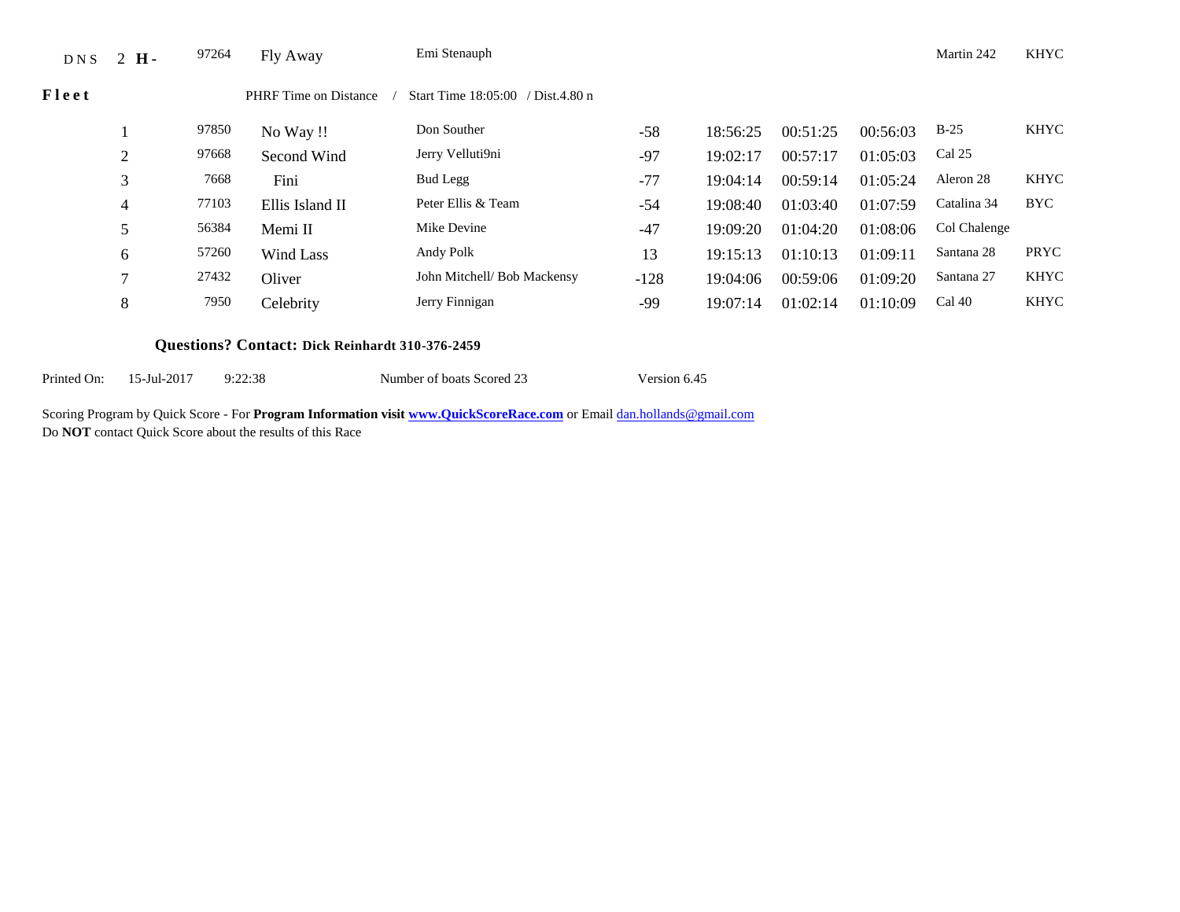| | | | | | | | | | | | |
|---|---|---|---|---|---|---|---|---|---|---|---|
| DNS | 2 **H-** | 97264 | Fly Away | Emi Stenauph | | | | | | Martin 242 | KHYC |

**Fleet** PHRF Time on Distance / Start Time 18:05:00 / Dist.4.80 n

| | | | | | | | | | | |
|---|---|---|---|---|---|---|---|---|---|---|
| 1 | 97850 | No Way !! | Don Souther | -58 | 18:56:25 | 00:51:25 | 00:56:03 | B-25 | KHYC |
| 2 | 97668 | Second Wind | Jerry Velluti9ni | -97 | 19:02:17 | 00:57:17 | 01:05:03 | Cal 25 | |
| 3 | 7668 | Fini | Bud Legg | -77 | 19:04:14 | 00:59:14 | 01:05:24 | Aleron 28 | KHYC |
| 4 | 77103 | Ellis Island II | Peter Ellis & Team | -54 | 19:08:40 | 01:03:40 | 01:07:59 | Catalina 34 | BYC |
| 5 | 56384 | Memi II | Mike Devine | -47 | 19:09:20 | 01:04:20 | 01:08:06 | Col Chalenge | |
| 6 | 57260 | Wind Lass | Andy Polk | 13 | 19:15:13 | 01:10:13 | 01:09:11 | Santana 28 | PRYC |
| 7 | 27432 | Oliver | John Mitchell/ Bob Mackensy | -128 | 19:04:06 | 00:59:06 | 01:09:20 | Santana 27 | KHYC |
| 8 | 7950 | Celebrity | Jerry Finnigan | -99 | 19:07:14 | 01:02:14 | 01:10:09 | Cal 40 | KHYC |

**Questions? Contact: Dick Reinhardt 310-376-2459**

Printed On: 15-Jul-2017 9:22:38 Number of boats Scored 23 Version 6.45

Scoring Program by Quick Score - For **Program Information visit [www.QuickScoreRace.com](http://www.QuickScoreRace.com)** or Email [dan.hollands@gmail.com](mailto:dan.hollands@gmail.com)
Do **NOT** contact Quick Score about the results of this Race